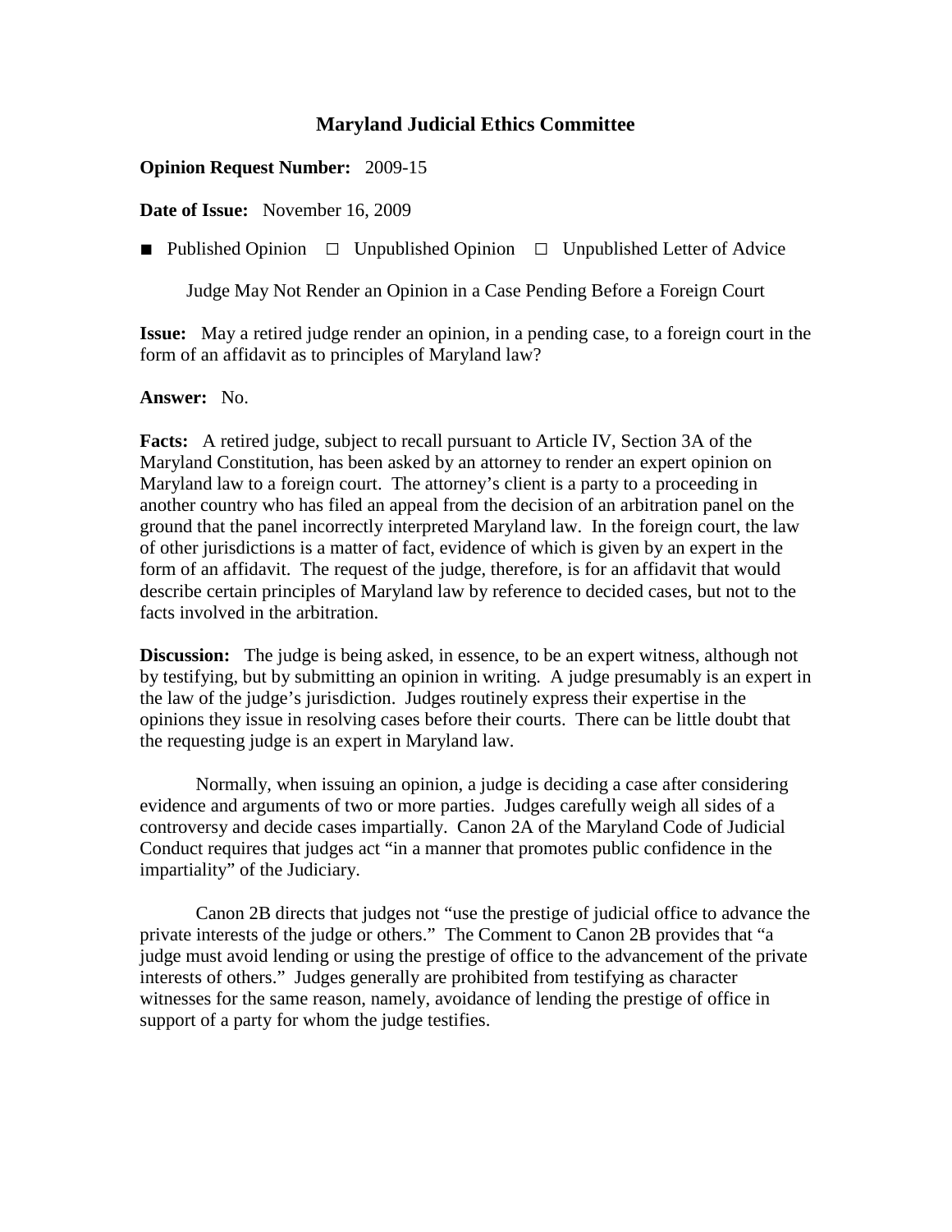# Maryland Judicial Ethics Committee

**Opinion Request Number:** 2009-15

**Date of Issue:** November 16, 2009

■ Published Opinion ☐ Unpublished Opinion ☐ Unpublished Letter of Advice

Judge May Not Render an Opinion in a Case Pending Before a Foreign Court

**Issue:** May a retired judge render an opinion, in a pending case, to a foreign court in the form of an affidavit as to principles of Maryland law?

**Answer:** No.

**Facts:** A retired judge, subject to recall pursuant to Article IV, Section 3A of the Maryland Constitution, has been asked by an attorney to render an expert opinion on Maryland law to a foreign court. The attorney's client is a party to a proceeding in another country who has filed an appeal from the decision of an arbitration panel on the ground that the panel incorrectly interpreted Maryland law. In the foreign court, the law of other jurisdictions is a matter of fact, evidence of which is given by an expert in the form of an affidavit. The request of the judge, therefore, is for an affidavit that would describe certain principles of Maryland law by reference to decided cases, but not to the facts involved in the arbitration.

**Discussion:** The judge is being asked, in essence, to be an expert witness, although not by testifying, but by submitting an opinion in writing. A judge presumably is an expert in the law of the judge's jurisdiction. Judges routinely express their expertise in the opinions they issue in resolving cases before their courts. There can be little doubt that the requesting judge is an expert in Maryland law.

Normally, when issuing an opinion, a judge is deciding a case after considering evidence and arguments of two or more parties. Judges carefully weigh all sides of a controversy and decide cases impartially. Canon 2A of the Maryland Code of Judicial Conduct requires that judges act "in a manner that promotes public confidence in the impartiality" of the Judiciary.

Canon 2B directs that judges not "use the prestige of judicial office to advance the private interests of the judge or others." The Comment to Canon 2B provides that "a judge must avoid lending or using the prestige of office to the advancement of the private interests of others." Judges generally are prohibited from testifying as character witnesses for the same reason, namely, avoidance of lending the prestige of office in support of a party for whom the judge testifies.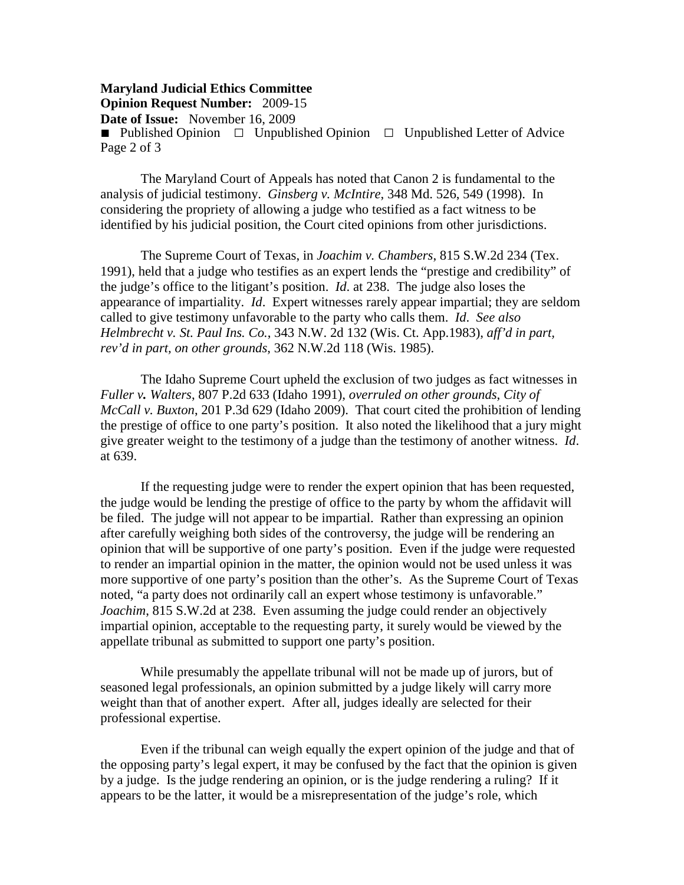The Maryland Court of Appeals has noted that Canon 2 is fundamental to the analysis of judicial testimony. *Ginsberg v. McIntire*, 348 Md. 526, 549 (1998). In considering the propriety of allowing a judge who testified as a fact witness to be identified by his judicial position, the Court cited opinions from other jurisdictions.

The Supreme Court of Texas, in *Joachim v. Chambers*, 815 S.W.2d 234 (Tex. 1991), held that a judge who testifies as an expert lends the "prestige and credibility" of the judge's office to the litigant's position. *Id*. at 238. The judge also loses the appearance of impartiality. *Id*. Expert witnesses rarely appear impartial; they are seldom called to give testimony unfavorable to the party who calls them. *Id*. *See also Helmbrecht v. St. Paul Ins. Co.*, 343 N.W. 2d 132 (Wis. Ct. App.1983), *aff'd in part, rev'd in part, on other grounds*, 362 N.W.2d 118 (Wis. 1985).

The Idaho Supreme Court upheld the exclusion of two judges as fact witnesses in *Fuller v. Walters*, 807 P.2d 633 (Idaho 1991), *overruled on other grounds*, *City of McCall v. Buxton*, 201 P.3d 629 (Idaho 2009). That court cited the prohibition of lending the prestige of office to one party's position. It also noted the likelihood that a jury might give greater weight to the testimony of a judge than the testimony of another witness. *Id*. at 639.

If the requesting judge were to render the expert opinion that has been requested, the judge would be lending the prestige of office to the party by whom the affidavit will be filed. The judge will not appear to be impartial. Rather than expressing an opinion after carefully weighing both sides of the controversy, the judge will be rendering an opinion that will be supportive of one party's position. Even if the judge were requested to render an impartial opinion in the matter, the opinion would not be used unless it was more supportive of one party's position than the other's. As the Supreme Court of Texas noted, "a party does not ordinarily call an expert whose testimony is unfavorable." *Joachim*, 815 S.W.2d at 238. Even assuming the judge could render an objectively impartial opinion, acceptable to the requesting party, it surely would be viewed by the appellate tribunal as submitted to support one party's position.

While presumably the appellate tribunal will not be made up of jurors, but of seasoned legal professionals, an opinion submitted by a judge likely will carry more weight than that of another expert. After all, judges ideally are selected for their professional expertise.

Even if the tribunal can weigh equally the expert opinion of the judge and that of the opposing party's legal expert, it may be confused by the fact that the opinion is given by a judge. Is the judge rendering an opinion, or is the judge rendering a ruling? If it appears to be the latter, it would be a misrepresentation of the judge's role, which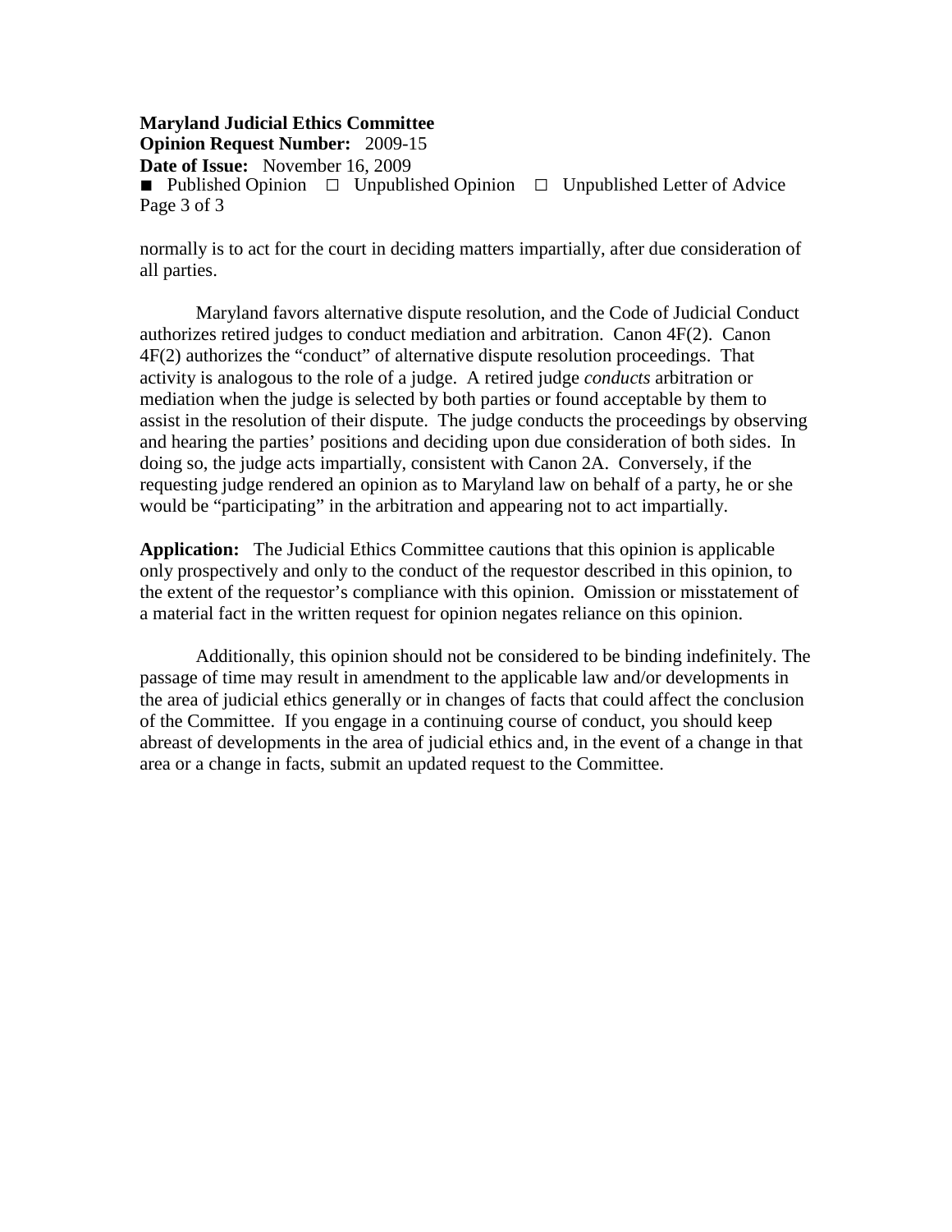normally is to act for the court in deciding matters impartially, after due consideration of all parties.

Maryland favors alternative dispute resolution, and the Code of Judicial Conduct authorizes retired judges to conduct mediation and arbitration. Canon 4F(2). Canon 4F(2) authorizes the "conduct" of alternative dispute resolution proceedings. That activity is analogous to the role of a judge. A retired judge *conducts* arbitration or mediation when the judge is selected by both parties or found acceptable by them to assist in the resolution of their dispute. The judge conducts the proceedings by observing and hearing the parties' positions and deciding upon due consideration of both sides. In doing so, the judge acts impartially, consistent with Canon 2A. Conversely, if the requesting judge rendered an opinion as to Maryland law on behalf of a party, he or she would be "participating" in the arbitration and appearing not to act impartially.

**Application:** The Judicial Ethics Committee cautions that this opinion is applicable only prospectively and only to the conduct of the requestor described in this opinion, to the extent of the requestor's compliance with this opinion. Omission or misstatement of a material fact in the written request for opinion negates reliance on this opinion.

Additionally, this opinion should not be considered to be binding indefinitely. The passage of time may result in amendment to the applicable law and/or developments in the area of judicial ethics generally or in changes of facts that could affect the conclusion of the Committee. If you engage in a continuing course of conduct, you should keep abreast of developments in the area of judicial ethics and, in the event of a change in that area or a change in facts, submit an updated request to the Committee.